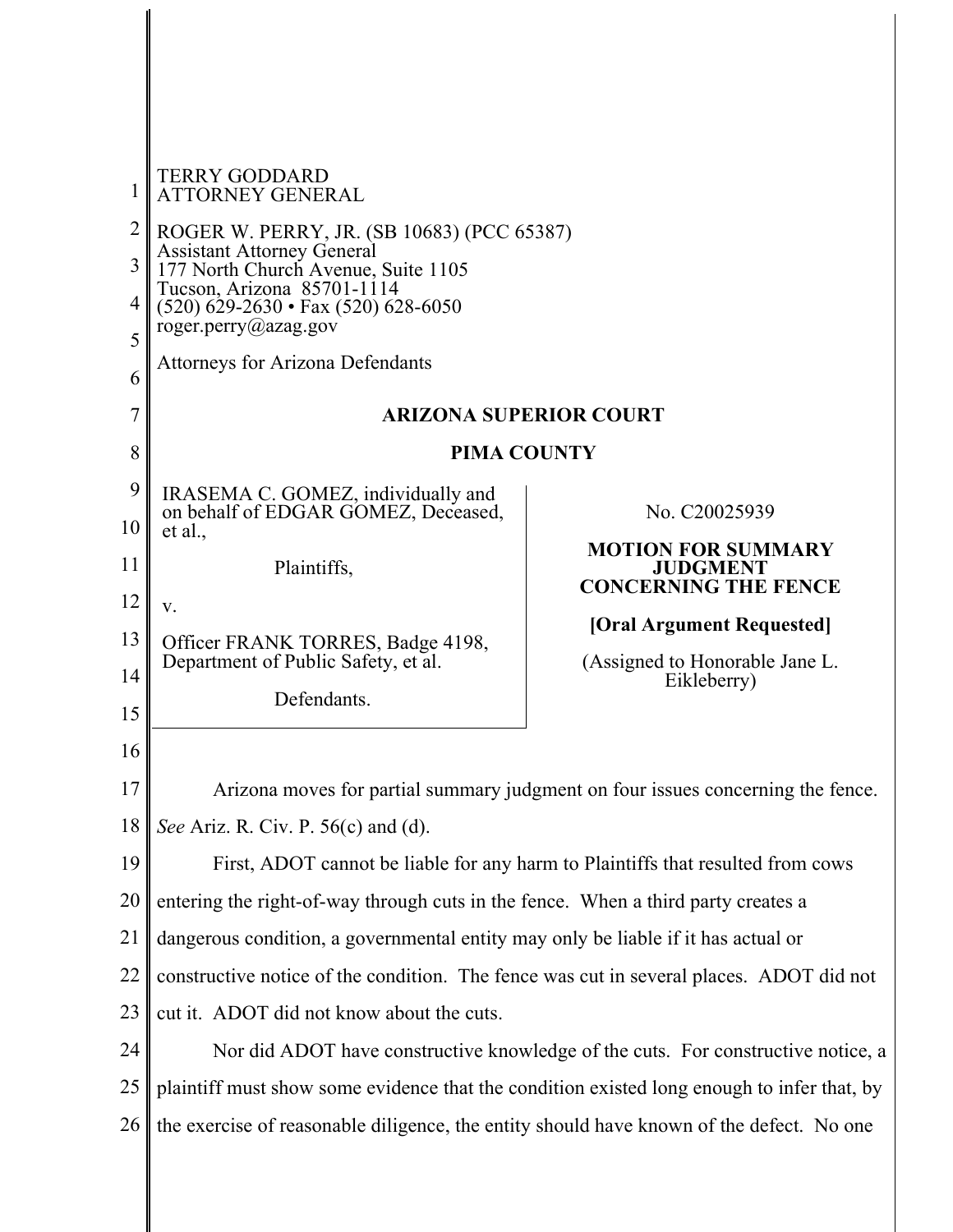TERRY GODDARD
ATTORNEY GENERAL

ROGER W. PERRY, JR. (SB 10683) (PCC 65387)
Assistant Attorney General
177 North Church Avenue, Suite 1105
Tucson, Arizona 85701-1114
(520) 629-2630 • Fax (520) 628-6050
roger.perry@azag.gov

Attorneys for Arizona Defendants

**ARIZONA SUPERIOR COURT**

**PIMA COUNTY**

| | |
|---|---|
| IRASEMA C. GOMEZ, individually and on behalf of EDGAR GOMEZ, Deceased, et al.,<br><br>Plaintiffs,<br><br>v.<br><br>Officer FRANK TORRES, Badge 4198, Department of Public Safety, et al.<br><br>Defendants. | No. C20025939<br><br>**MOTION FOR SUMMARY JUDGMENT CONCERNING THE FENCE**<br><br>**[Oral Argument Requested]**<br><br>(Assigned to Honorable Jane L. Eikleberry) |

Arizona moves for partial summary judgment on four issues concerning the fence. *See* Ariz. R. Civ. P. 56(c) and (d).

First, ADOT cannot be liable for any harm to Plaintiffs that resulted from cows entering the right-of-way through cuts in the fence. When a third party creates a dangerous condition, a governmental entity may only be liable if it has actual or constructive notice of the condition. The fence was cut in several places. ADOT did not cut it. ADOT did not know about the cuts.

Nor did ADOT have constructive knowledge of the cuts. For constructive notice, a plaintiff must show some evidence that the condition existed long enough to infer that, by the exercise of reasonable diligence, the entity should have known of the defect. No one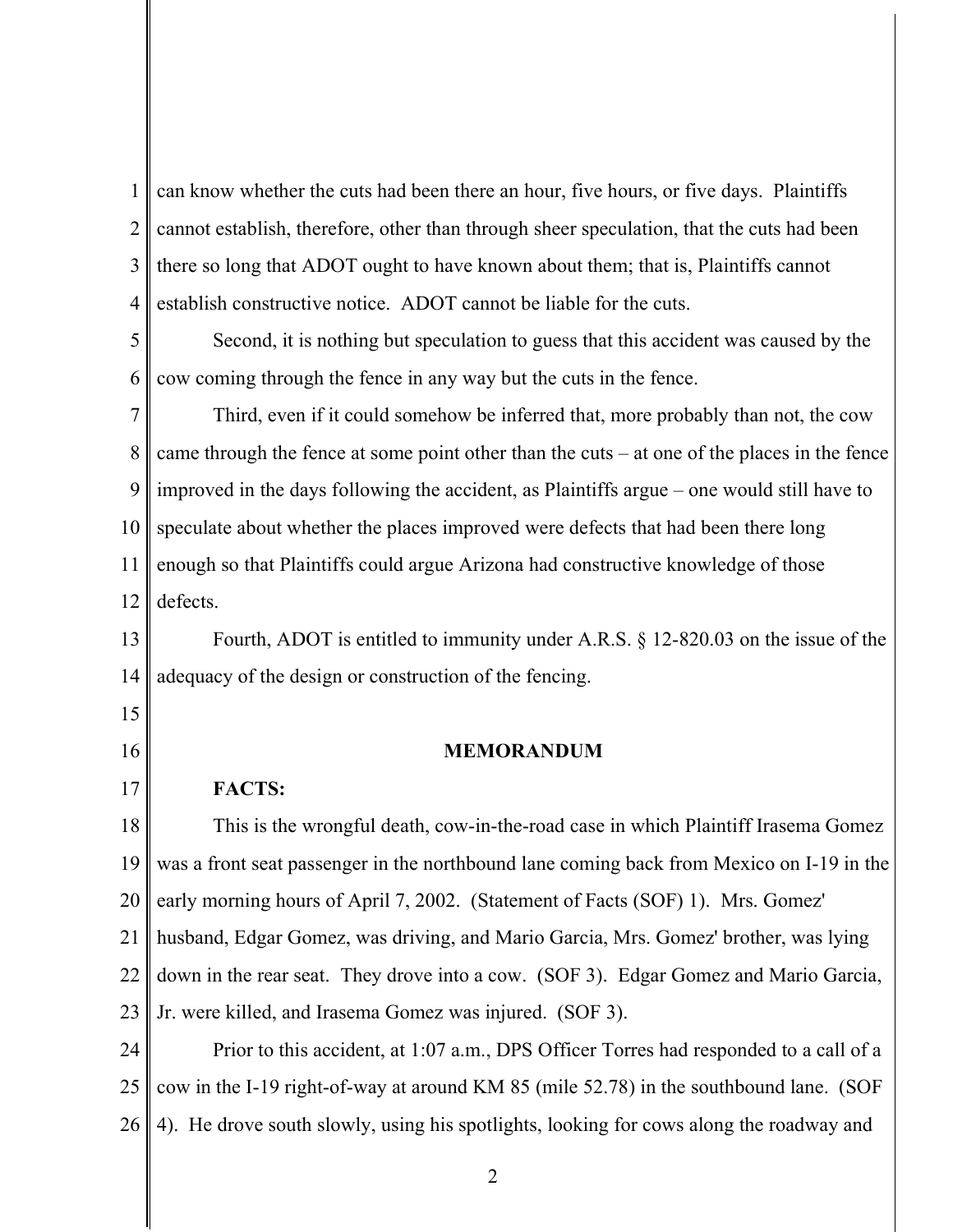can know whether the cuts had been there an hour, five hours, or five days. Plaintiffs cannot establish, therefore, other than through sheer speculation, that the cuts had been there so long that ADOT ought to have known about them; that is, Plaintiffs cannot establish constructive notice. ADOT cannot be liable for the cuts.

Second, it is nothing but speculation to guess that this accident was caused by the cow coming through the fence in any way but the cuts in the fence.

Third, even if it could somehow be inferred that, more probably than not, the cow came through the fence at some point other than the cuts – at one of the places in the fence improved in the days following the accident, as Plaintiffs argue – one would still have to speculate about whether the places improved were defects that had been there long enough so that Plaintiffs could argue Arizona had constructive knowledge of those defects.

Fourth, ADOT is entitled to immunity under A.R.S. § 12-820.03 on the issue of the adequacy of the design or construction of the fencing.

## MEMORANDUM

**FACTS:**

This is the wrongful death, cow-in-the-road case in which Plaintiff Irasema Gomez was a front seat passenger in the northbound lane coming back from Mexico on I-19 in the early morning hours of April 7, 2002. (Statement of Facts (SOF) 1). Mrs. Gomez' husband, Edgar Gomez, was driving, and Mario Garcia, Mrs. Gomez' brother, was lying down in the rear seat. They drove into a cow. (SOF 3). Edgar Gomez and Mario Garcia, Jr. were killed, and Irasema Gomez was injured. (SOF 3).

Prior to this accident, at 1:07 a.m., DPS Officer Torres had responded to a call of a cow in the I-19 right-of-way at around KM 85 (mile 52.78) in the southbound lane. (SOF 4). He drove south slowly, using his spotlights, looking for cows along the roadway and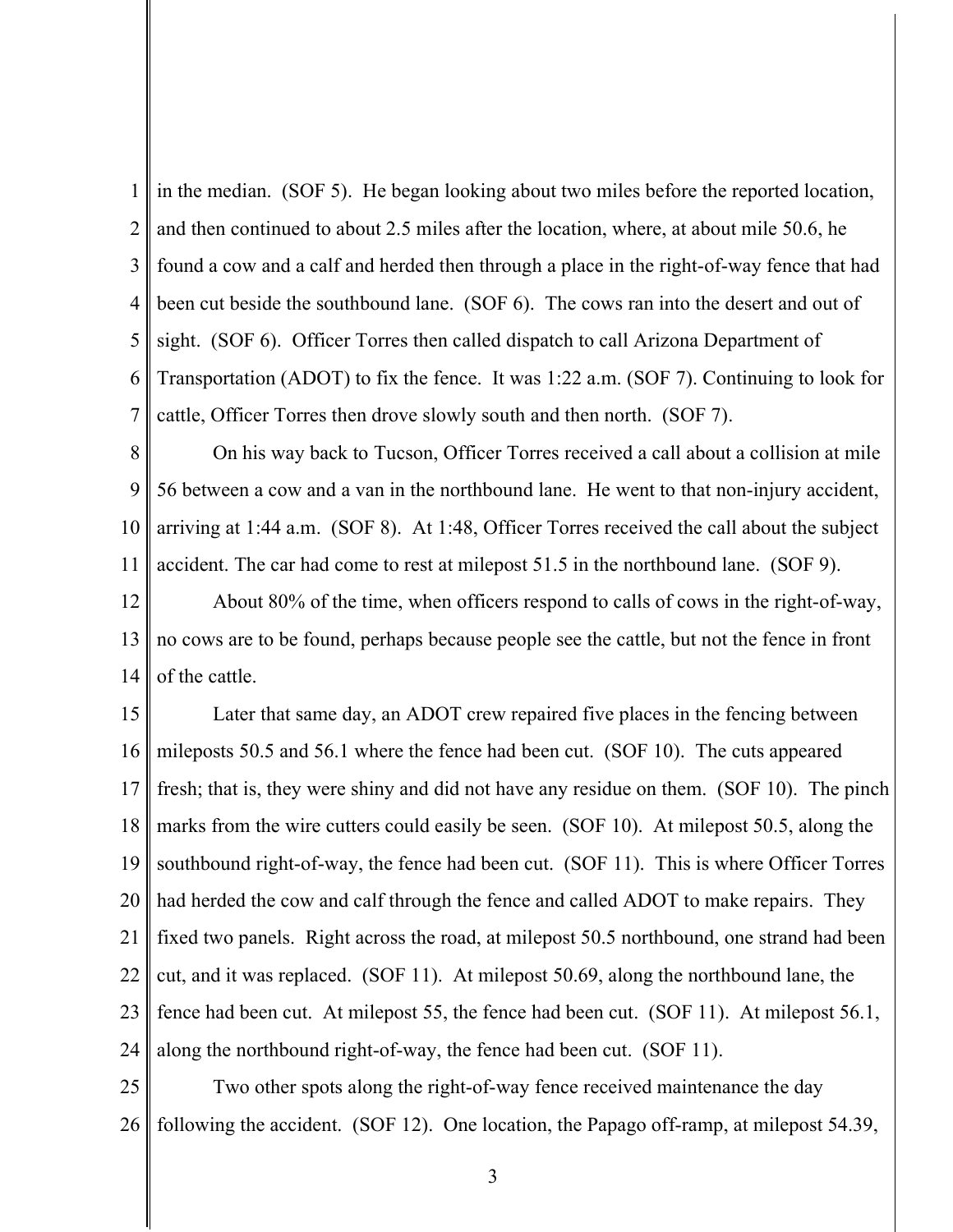in the median. (SOF 5). He began looking about two miles before the reported location, and then continued to about 2.5 miles after the location, where, at about mile 50.6, he found a cow and a calf and herded then through a place in the right-of-way fence that had been cut beside the southbound lane. (SOF 6). The cows ran into the desert and out of sight. (SOF 6). Officer Torres then called dispatch to call Arizona Department of Transportation (ADOT) to fix the fence. It was 1:22 a.m. (SOF 7). Continuing to look for cattle, Officer Torres then drove slowly south and then north. (SOF 7).

On his way back to Tucson, Officer Torres received a call about a collision at mile 56 between a cow and a van in the northbound lane. He went to that non-injury accident, arriving at 1:44 a.m. (SOF 8). At 1:48, Officer Torres received the call about the subject accident. The car had come to rest at milepost 51.5 in the northbound lane. (SOF 9).

About 80% of the time, when officers respond to calls of cows in the right-of-way, no cows are to be found, perhaps because people see the cattle, but not the fence in front of the cattle.

Later that same day, an ADOT crew repaired five places in the fencing between mileposts 50.5 and 56.1 where the fence had been cut. (SOF 10). The cuts appeared fresh; that is, they were shiny and did not have any residue on them. (SOF 10). The pinch marks from the wire cutters could easily be seen. (SOF 10). At milepost 50.5, along the southbound right-of-way, the fence had been cut. (SOF 11). This is where Officer Torres had herded the cow and calf through the fence and called ADOT to make repairs. They fixed two panels. Right across the road, at milepost 50.5 northbound, one strand had been cut, and it was replaced. (SOF 11). At milepost 50.69, along the northbound lane, the fence had been cut. At milepost 55, the fence had been cut. (SOF 11). At milepost 56.1, along the northbound right-of-way, the fence had been cut. (SOF 11).

Two other spots along the right-of-way fence received maintenance the day following the accident. (SOF 12). One location, the Papago off-ramp, at milepost 54.39,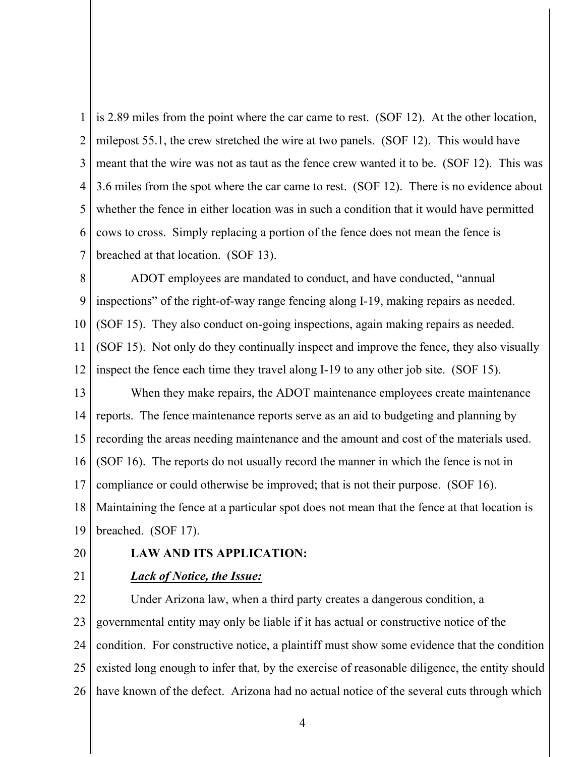is 2.89 miles from the point where the car came to rest. (SOF 12). At the other location, milepost 55.1, the crew stretched the wire at two panels. (SOF 12). This would have meant that the wire was not as taut as the fence crew wanted it to be. (SOF 12). This was 3.6 miles from the spot where the car came to rest. (SOF 12). There is no evidence about whether the fence in either location was in such a condition that it would have permitted cows to cross. Simply replacing a portion of the fence does not mean the fence is breached at that location. (SOF 13).

ADOT employees are mandated to conduct, and have conducted, "annual inspections" of the right-of-way range fencing along I-19, making repairs as needed. (SOF 15). They also conduct on-going inspections, again making repairs as needed. (SOF 15). Not only do they continually inspect and improve the fence, they also visually inspect the fence each time they travel along I-19 to any other job site. (SOF 15).

When they make repairs, the ADOT maintenance employees create maintenance reports. The fence maintenance reports serve as an aid to budgeting and planning by recording the areas needing maintenance and the amount and cost of the materials used. (SOF 16). The reports do not usually record the manner in which the fence is not in compliance or could otherwise be improved; that is not their purpose. (SOF 16). Maintaining the fence at a particular spot does not mean that the fence at that location is breached. (SOF 17).

**LAW AND ITS APPLICATION:**

***Lack of Notice, the Issue:***

Under Arizona law, when a third party creates a dangerous condition, a governmental entity may only be liable if it has actual or constructive notice of the condition. For constructive notice, a plaintiff must show some evidence that the condition existed long enough to infer that, by the exercise of reasonable diligence, the entity should have known of the defect. Arizona had no actual notice of the several cuts through which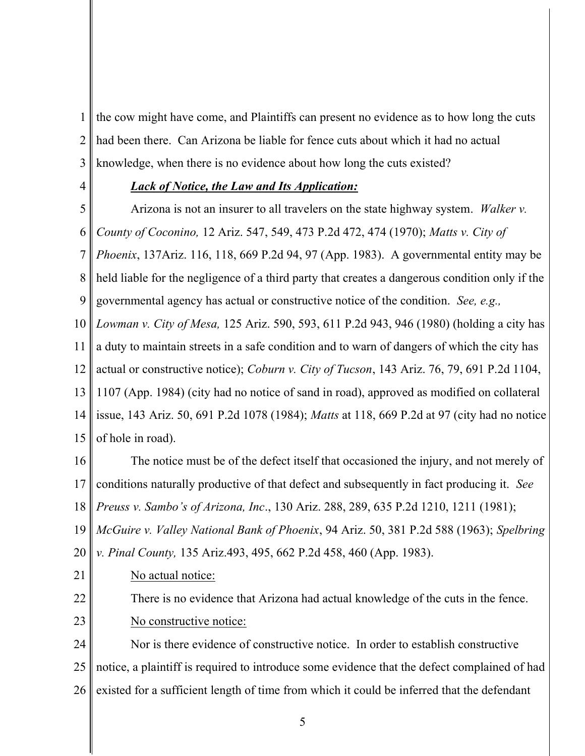the cow might have come, and Plaintiffs can present no evidence as to how long the cuts had been there. Can Arizona be liable for fence cuts about which it had no actual knowledge, when there is no evidence about how long the cuts existed?

***Lack of Notice, the Law and Its Application:***

Arizona is not an insurer to all travelers on the state highway system. *Walker v. County of Coconino,* 12 Ariz. 547, 549, 473 P.2d 472, 474 (1970); *Matts v. City of Phoenix*, 137Ariz. 116, 118, 669 P.2d 94, 97 (App. 1983). A governmental entity may be held liable for the negligence of a third party that creates a dangerous condition only if the governmental agency has actual or constructive notice of the condition. *See, e.g., Lowman v. City of Mesa,* 125 Ariz. 590, 593, 611 P.2d 943, 946 (1980) (holding a city has a duty to maintain streets in a safe condition and to warn of dangers of which the city has actual or constructive notice); *Coburn v. City of Tucson*, 143 Ariz. 76, 79, 691 P.2d 1104, 1107 (App. 1984) (city had no notice of sand in road), approved as modified on collateral issue, 143 Ariz. 50, 691 P.2d 1078 (1984); *Matts* at 118, 669 P.2d at 97 (city had no notice of hole in road).

The notice must be of the defect itself that occasioned the injury, and not merely of conditions naturally productive of that defect and subsequently in fact producing it. *See Preuss v. Sambo's of Arizona, Inc*., 130 Ariz. 288, 289, 635 P.2d 1210, 1211 (1981); *McGuire v. Valley National Bank of Phoenix*, 94 Ariz. 50, 381 P.2d 588 (1963); *Spelbring v. Pinal County,* 135 Ariz.493, 495, 662 P.2d 458, 460 (App. 1983).

<u>No actual notice:</u>

There is no evidence that Arizona had actual knowledge of the cuts in the fence.

<u>No constructive notice:</u>

Nor is there evidence of constructive notice. In order to establish constructive notice, a plaintiff is required to introduce some evidence that the defect complained of had existed for a sufficient length of time from which it could be inferred that the defendant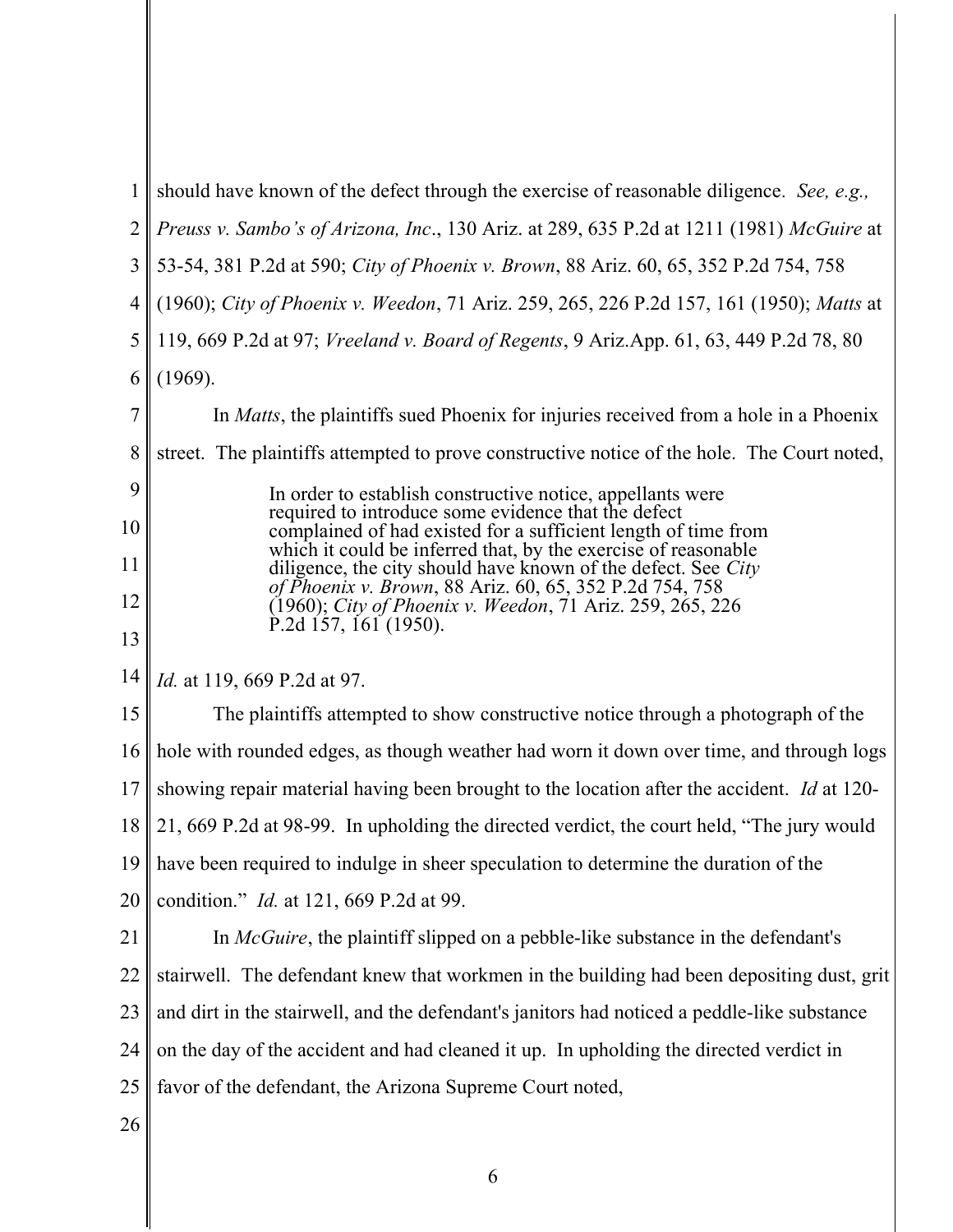should have known of the defect through the exercise of reasonable diligence. *See, e.g., Preuss v. Sambo's of Arizona, Inc*., 130 Ariz. at 289, 635 P.2d at 1211 (1981) *McGuire* at 53-54, 381 P.2d at 590; *City of Phoenix v. Brown*, 88 Ariz. 60, 65, 352 P.2d 754, 758 (1960); *City of Phoenix v. Weedon*, 71 Ariz. 259, 265, 226 P.2d 157, 161 (1950); *Matts* at 119, 669 P.2d at 97; *Vreeland v. Board of Regents*, 9 Ariz.App. 61, 63, 449 P.2d 78, 80 (1969).

In *Matts*, the plaintiffs sued Phoenix for injuries received from a hole in a Phoenix street. The plaintiffs attempted to prove constructive notice of the hole. The Court noted,

> In order to establish constructive notice, appellants were required to introduce some evidence that the defect complained of had existed for a sufficient length of time from which it could be inferred that, by the exercise of reasonable diligence, the city should have known of the defect. See *City of Phoenix v. Brown*, 88 Ariz. 60, 65, 352 P.2d 754, 758 (1960); *City of Phoenix v. Weedon*, 71 Ariz. 259, 265, 226 P.2d 157, 161 (1950).

*Id.* at 119, 669 P.2d at 97.

The plaintiffs attempted to show constructive notice through a photograph of the hole with rounded edges, as though weather had worn it down over time, and through logs showing repair material having been brought to the location after the accident. *Id* at 120-21, 669 P.2d at 98-99. In upholding the directed verdict, the court held, "The jury would have been required to indulge in sheer speculation to determine the duration of the condition." *Id.* at 121, 669 P.2d at 99.

In *McGuire*, the plaintiff slipped on a pebble-like substance in the defendant's stairwell. The defendant knew that workmen in the building had been depositing dust, grit and dirt in the stairwell, and the defendant's janitors had noticed a peddle-like substance on the day of the accident and had cleaned it up. In upholding the directed verdict in favor of the defendant, the Arizona Supreme Court noted,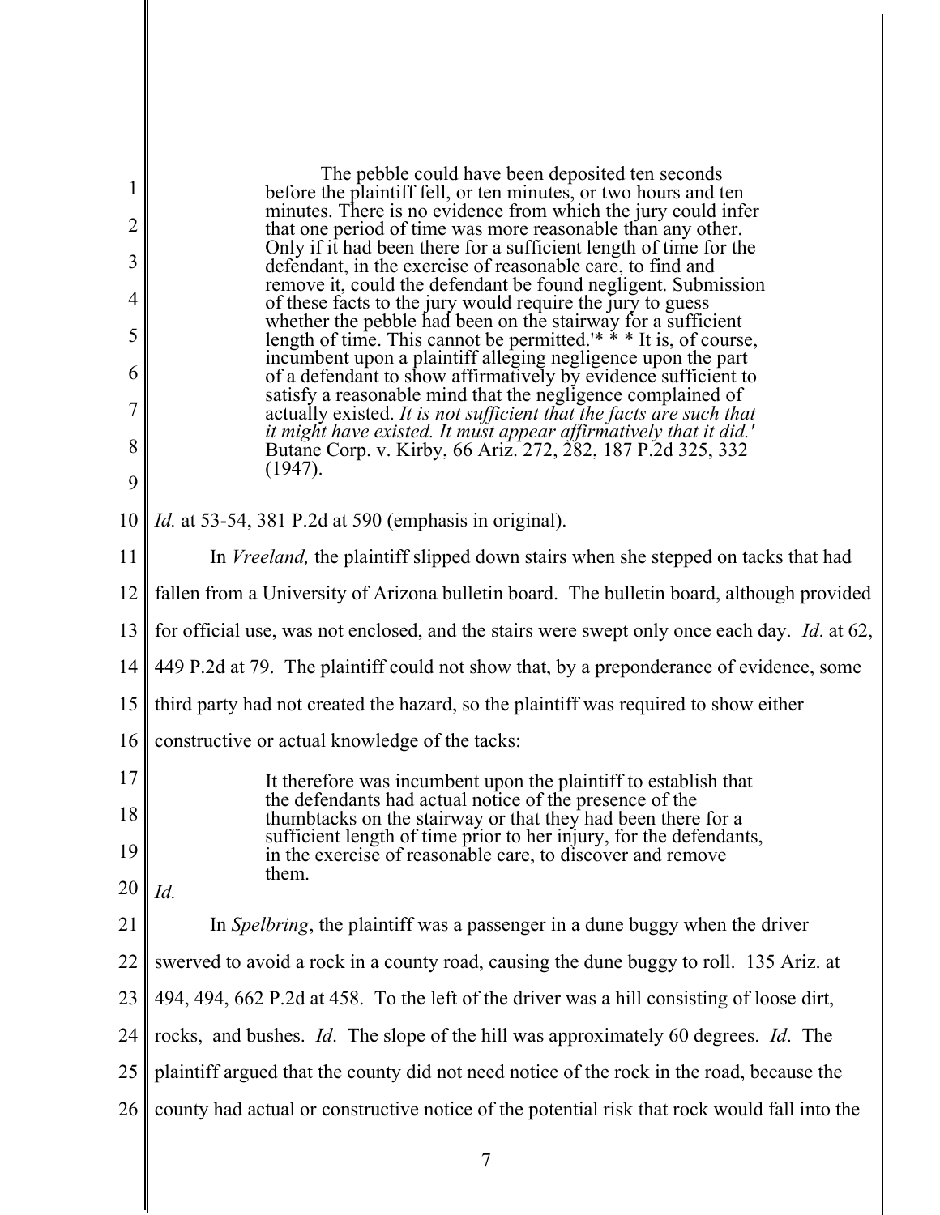> The pebble could have been deposited ten seconds before the plaintiff fell, or ten minutes, or two hours and ten minutes. There is no evidence from which the jury could infer that one period of time was more reasonable than any other. Only if it had been there for a sufficient length of time for the defendant, in the exercise of reasonable care, to find and remove it, could the defendant be found negligent. Submission of these facts to the jury would require the jury to guess whether the pebble had been on the stairway for a sufficient length of time. This cannot be permitted.'* * * It is, of course, incumbent upon a plaintiff alleging negligence upon the part of a defendant to show affirmatively by evidence sufficient to satisfy a reasonable mind that the negligence complained of actually existed. *It is not sufficient that the facts are such that it might have existed. It must appear affirmatively that it did.'* Butane Corp. v. Kirby, 66 Ariz. 272, 282, 187 P.2d 325, 332 (1947).

*Id.* at 53-54, 381 P.2d at 590 (emphasis in original).

In *Vreeland,* the plaintiff slipped down stairs when she stepped on tacks that had fallen from a University of Arizona bulletin board. The bulletin board, although provided for official use, was not enclosed, and the stairs were swept only once each day. *Id*. at 62, 449 P.2d at 79. The plaintiff could not show that, by a preponderance of evidence, some third party had not created the hazard, so the plaintiff was required to show either constructive or actual knowledge of the tacks:

> It therefore was incumbent upon the plaintiff to establish that the defendants had actual notice of the presence of the thumbtacks on the stairway or that they had been there for a sufficient length of time prior to her injury, for the defendants, in the exercise of reasonable care, to discover and remove them.

*Id.*

In *Spelbring*, the plaintiff was a passenger in a dune buggy when the driver swerved to avoid a rock in a county road, causing the dune buggy to roll. 135 Ariz. at 494, 494, 662 P.2d at 458. To the left of the driver was a hill consisting of loose dirt, rocks, and bushes. *Id*. The slope of the hill was approximately 60 degrees. *Id*. The plaintiff argued that the county did not need notice of the rock in the road, because the county had actual or constructive notice of the potential risk that rock would fall into the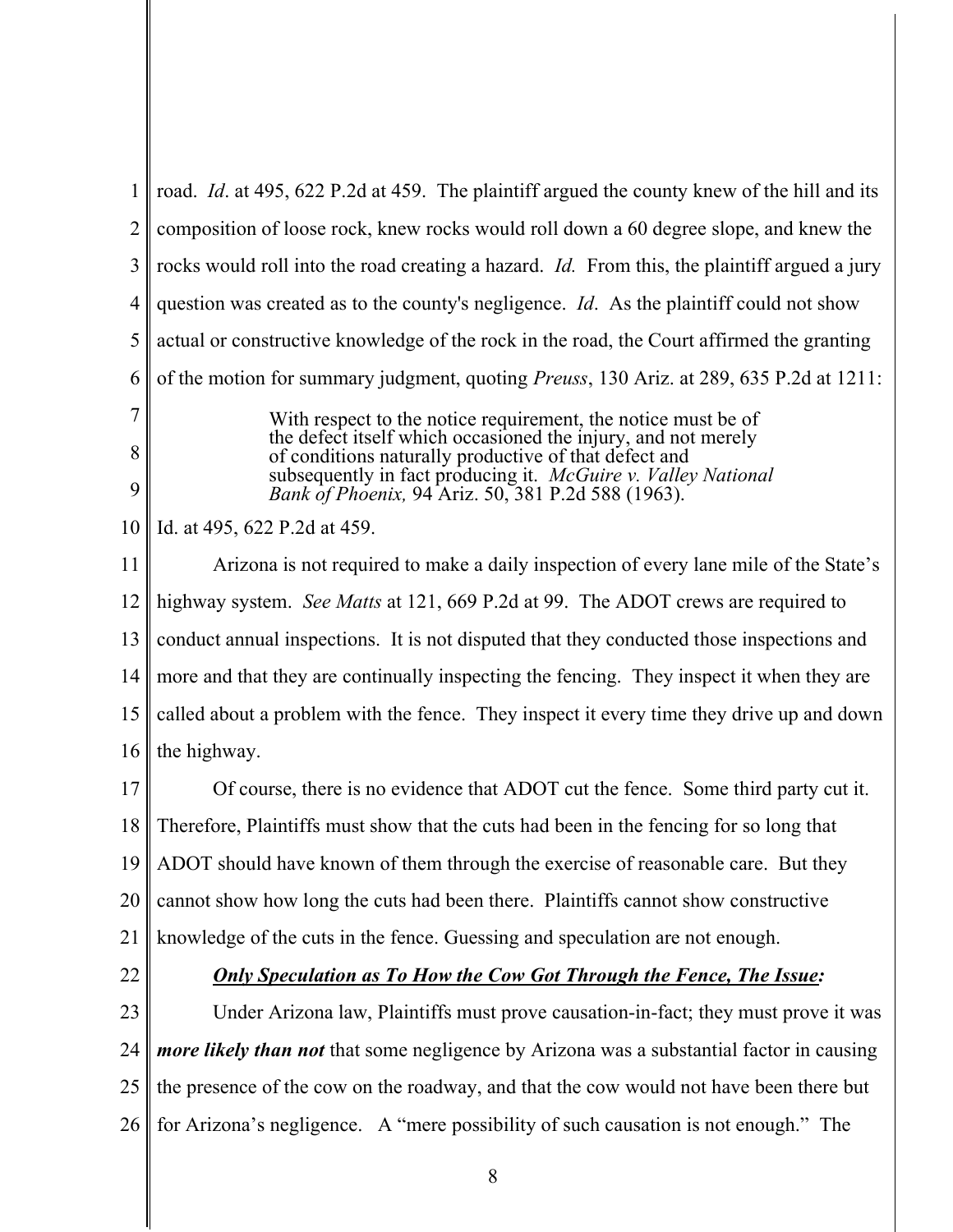road. *Id*. at 495, 622 P.2d at 459. The plaintiff argued the county knew of the hill and its composition of loose rock, knew rocks would roll down a 60 degree slope, and knew the rocks would roll into the road creating a hazard. *Id.* From this, the plaintiff argued a jury question was created as to the county's negligence. *Id*. As the plaintiff could not show actual or constructive knowledge of the rock in the road, the Court affirmed the granting of the motion for summary judgment, quoting *Preuss*, 130 Ariz. at 289, 635 P.2d at 1211:

> With respect to the notice requirement, the notice must be of the defect itself which occasioned the injury, and not merely of conditions naturally productive of that defect and subsequently in fact producing it. *McGuire v. Valley National Bank of Phoenix,* 94 Ariz. 50, 381 P.2d 588 (1963).

Id. at 495, 622 P.2d at 459.

Arizona is not required to make a daily inspection of every lane mile of the State's highway system. *See Matts* at 121, 669 P.2d at 99. The ADOT crews are required to conduct annual inspections. It is not disputed that they conducted those inspections and more and that they are continually inspecting the fencing. They inspect it when they are called about a problem with the fence. They inspect it every time they drive up and down the highway.

Of course, there is no evidence that ADOT cut the fence. Some third party cut it. Therefore, Plaintiffs must show that the cuts had been in the fencing for so long that ADOT should have known of them through the exercise of reasonable care. But they cannot show how long the cuts had been there. Plaintiffs cannot show constructive knowledge of the cuts in the fence. Guessing and speculation are not enough.

***<u>Only Speculation as To How the Cow Got Through the Fence, The Issue</u>:***

Under Arizona law, Plaintiffs must prove causation-in-fact; they must prove it was ***more likely than not*** that some negligence by Arizona was a substantial factor in causing the presence of the cow on the roadway, and that the cow would not have been there but for Arizona's negligence. A "mere possibility of such causation is not enough." The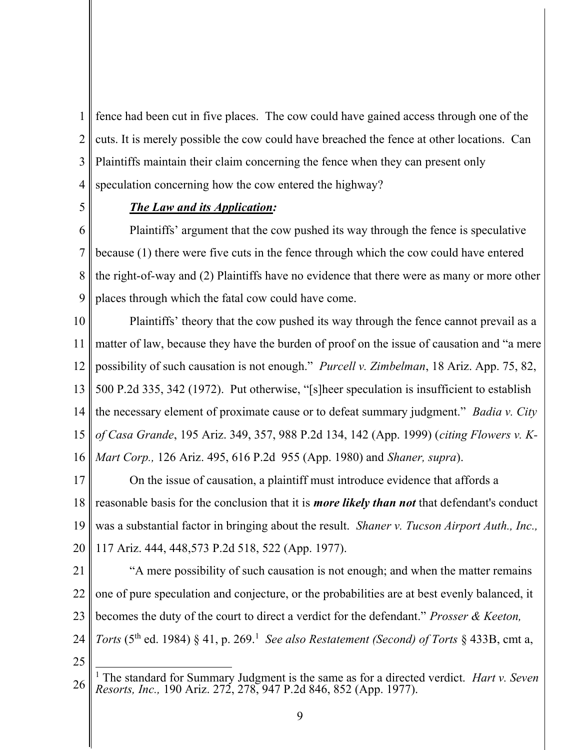fence had been cut in five places. The cow could have gained access through one of the cuts. It is merely possible the cow could have breached the fence at other locations. Can Plaintiffs maintain their claim concerning the fence when they can present only speculation concerning how the cow entered the highway?

***The Law and its Application:***

Plaintiffs' argument that the cow pushed its way through the fence is speculative because (1) there were five cuts in the fence through which the cow could have entered the right-of-way and (2) Plaintiffs have no evidence that there were as many or more other places through which the fatal cow could have come.

Plaintiffs' theory that the cow pushed its way through the fence cannot prevail as a matter of law, because they have the burden of proof on the issue of causation and "a mere possibility of such causation is not enough." *Purcell v. Zimbelman*, 18 Ariz. App. 75, 82, 500 P.2d 335, 342 (1972). Put otherwise, "[s]heer speculation is insufficient to establish the necessary element of proximate cause or to defeat summary judgment." *Badia v. City of Casa Grande*, 195 Ariz. 349, 357, 988 P.2d 134, 142 (App. 1999) (*citing Flowers v. K-Mart Corp.,* 126 Ariz. 495, 616 P.2d 955 (App. 1980) and *Shaner, supra*).

On the issue of causation, a plaintiff must introduce evidence that affords a reasonable basis for the conclusion that it is ***more likely than not*** that defendant's conduct was a substantial factor in bringing about the result. *Shaner v. Tucson Airport Auth., Inc.,* 117 Ariz. 444, 448,573 P.2d 518, 522 (App. 1977).

"A mere possibility of such causation is not enough; and when the matter remains one of pure speculation and conjecture, or the probabilities are at best evenly balanced, it becomes the duty of the court to direct a verdict for the defendant." *Prosser & Keeton, Torts* (5th ed. 1984) § 41, p. 269.[1] *See also Restatement (Second) of Torts* § 433B, cmt a,

[1] The standard for Summary Judgment is the same as for a directed verdict. *Hart v. Seven Resorts, Inc.,* 190 Ariz. 272, 278, 947 P.2d 846, 852 (App. 1977).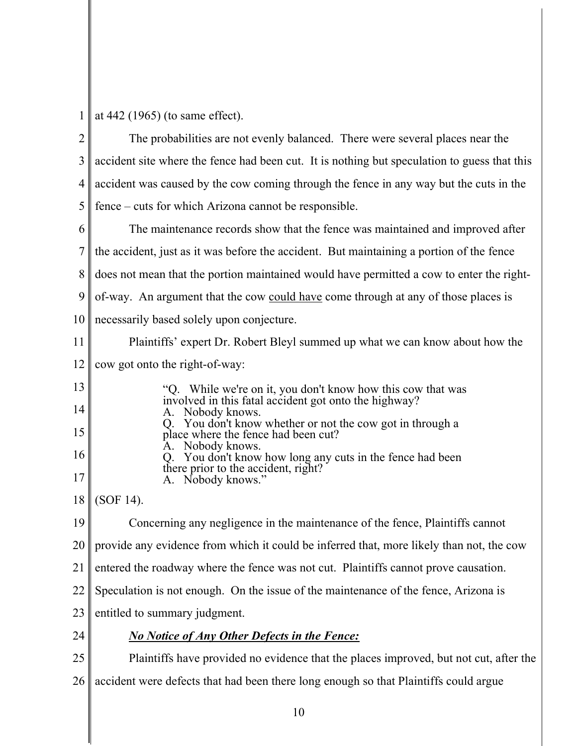at 442 (1965) (to same effect).

The probabilities are not evenly balanced. There were several places near the accident site where the fence had been cut. It is nothing but speculation to guess that this accident was caused by the cow coming through the fence in any way but the cuts in the fence – cuts for which Arizona cannot be responsible.

The maintenance records show that the fence was maintained and improved after the accident, just as it was before the accident. But maintaining a portion of the fence does not mean that the portion maintained would have permitted a cow to enter the right-of-way. An argument that the cow could have come through at any of those places is necessarily based solely upon conjecture.

Plaintiffs' expert Dr. Robert Bleyl summed up what we can know about how the cow got onto the right-of-way:

> "Q. While we're on it, you don't know how this cow that was involved in this fatal accident got onto the highway?
> A. Nobody knows.
> Q. You don't know whether or not the cow got in through a place where the fence had been cut?
> A. Nobody knows.
> Q. You don't know how long any cuts in the fence had been there prior to the accident, right?
> A. Nobody knows."

(SOF 14).

Concerning any negligence in the maintenance of the fence, Plaintiffs cannot provide any evidence from which it could be inferred that, more likely than not, the cow entered the roadway where the fence was not cut. Plaintiffs cannot prove causation. Speculation is not enough. On the issue of the maintenance of the fence, Arizona is entitled to summary judgment.

***No Notice of Any Other Defects in the Fence:***

Plaintiffs have provided no evidence that the places improved, but not cut, after the accident were defects that had been there long enough so that Plaintiffs could argue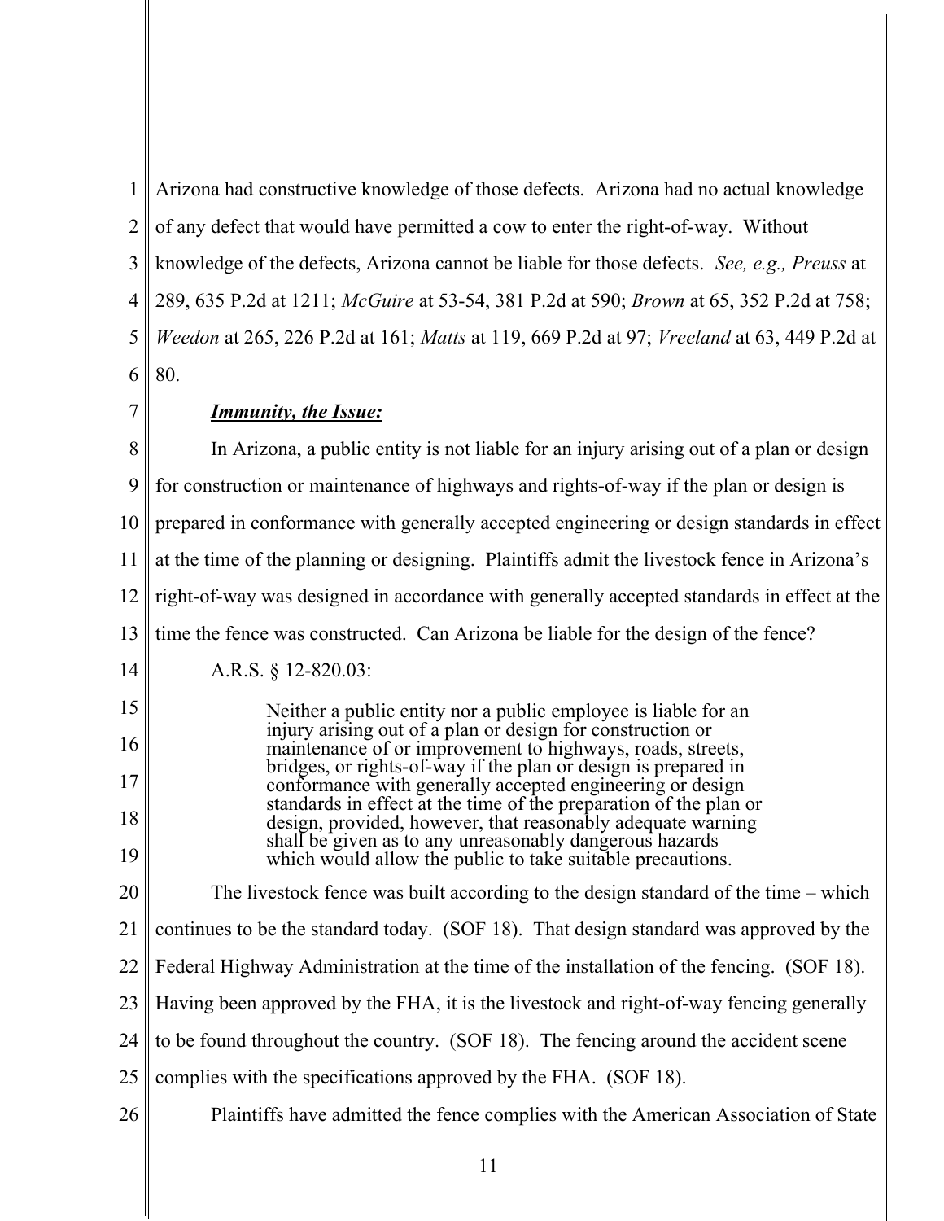Arizona had constructive knowledge of those defects. Arizona had no actual knowledge of any defect that would have permitted a cow to enter the right-of-way. Without knowledge of the defects, Arizona cannot be liable for those defects. *See, e.g., Preuss* at 289, 635 P.2d at 1211; *McGuire* at 53-54, 381 P.2d at 590; *Brown* at 65, 352 P.2d at 758; *Weedon* at 265, 226 P.2d at 161; *Matts* at 119, 669 P.2d at 97; *Vreeland* at 63, 449 P.2d at 80.

***Immunity, the Issue:***

In Arizona, a public entity is not liable for an injury arising out of a plan or design for construction or maintenance of highways and rights-of-way if the plan or design is prepared in conformance with generally accepted engineering or design standards in effect at the time of the planning or designing. Plaintiffs admit the livestock fence in Arizona's right-of-way was designed in accordance with generally accepted standards in effect at the time the fence was constructed. Can Arizona be liable for the design of the fence?

A.R.S. § 12-820.03:

> Neither a public entity nor a public employee is liable for an injury arising out of a plan or design for construction or maintenance of or improvement to highways, roads, streets, bridges, or rights-of-way if the plan or design is prepared in conformance with generally accepted engineering or design standards in effect at the time of the preparation of the plan or design, provided, however, that reasonably adequate warning shall be given as to any unreasonably dangerous hazards which would allow the public to take suitable precautions.

The livestock fence was built according to the design standard of the time – which continues to be the standard today. (SOF 18). That design standard was approved by the Federal Highway Administration at the time of the installation of the fencing. (SOF 18). Having been approved by the FHA, it is the livestock and right-of-way fencing generally to be found throughout the country. (SOF 18). The fencing around the accident scene complies with the specifications approved by the FHA. (SOF 18).

Plaintiffs have admitted the fence complies with the American Association of State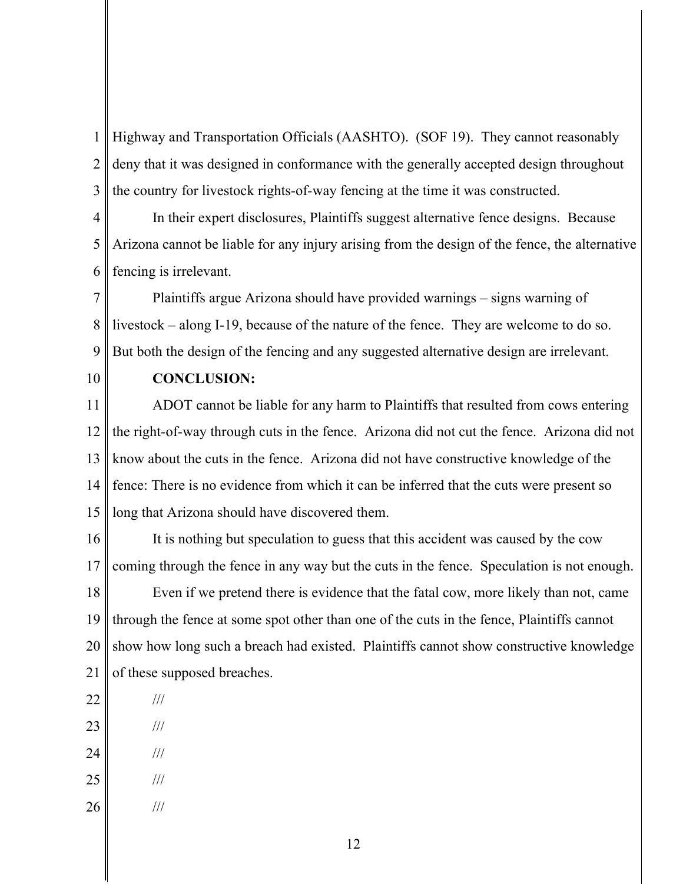Highway and Transportation Officials (AASHTO). (SOF 19). They cannot reasonably deny that it was designed in conformance with the generally accepted design throughout the country for livestock rights-of-way fencing at the time it was constructed.

In their expert disclosures, Plaintiffs suggest alternative fence designs. Because Arizona cannot be liable for any injury arising from the design of the fence, the alternative fencing is irrelevant.

Plaintiffs argue Arizona should have provided warnings – signs warning of livestock – along I-19, because of the nature of the fence. They are welcome to do so. But both the design of the fencing and any suggested alternative design are irrelevant.

**CONCLUSION:**

ADOT cannot be liable for any harm to Plaintiffs that resulted from cows entering the right-of-way through cuts in the fence. Arizona did not cut the fence. Arizona did not know about the cuts in the fence. Arizona did not have constructive knowledge of the fence: There is no evidence from which it can be inferred that the cuts were present so long that Arizona should have discovered them.

It is nothing but speculation to guess that this accident was caused by the cow coming through the fence in any way but the cuts in the fence. Speculation is not enough.

Even if we pretend there is evidence that the fatal cow, more likely than not, came through the fence at some spot other than one of the cuts in the fence, Plaintiffs cannot show how long such a breach had existed. Plaintiffs cannot show constructive knowledge of these supposed breaches.

///

///

///

///

///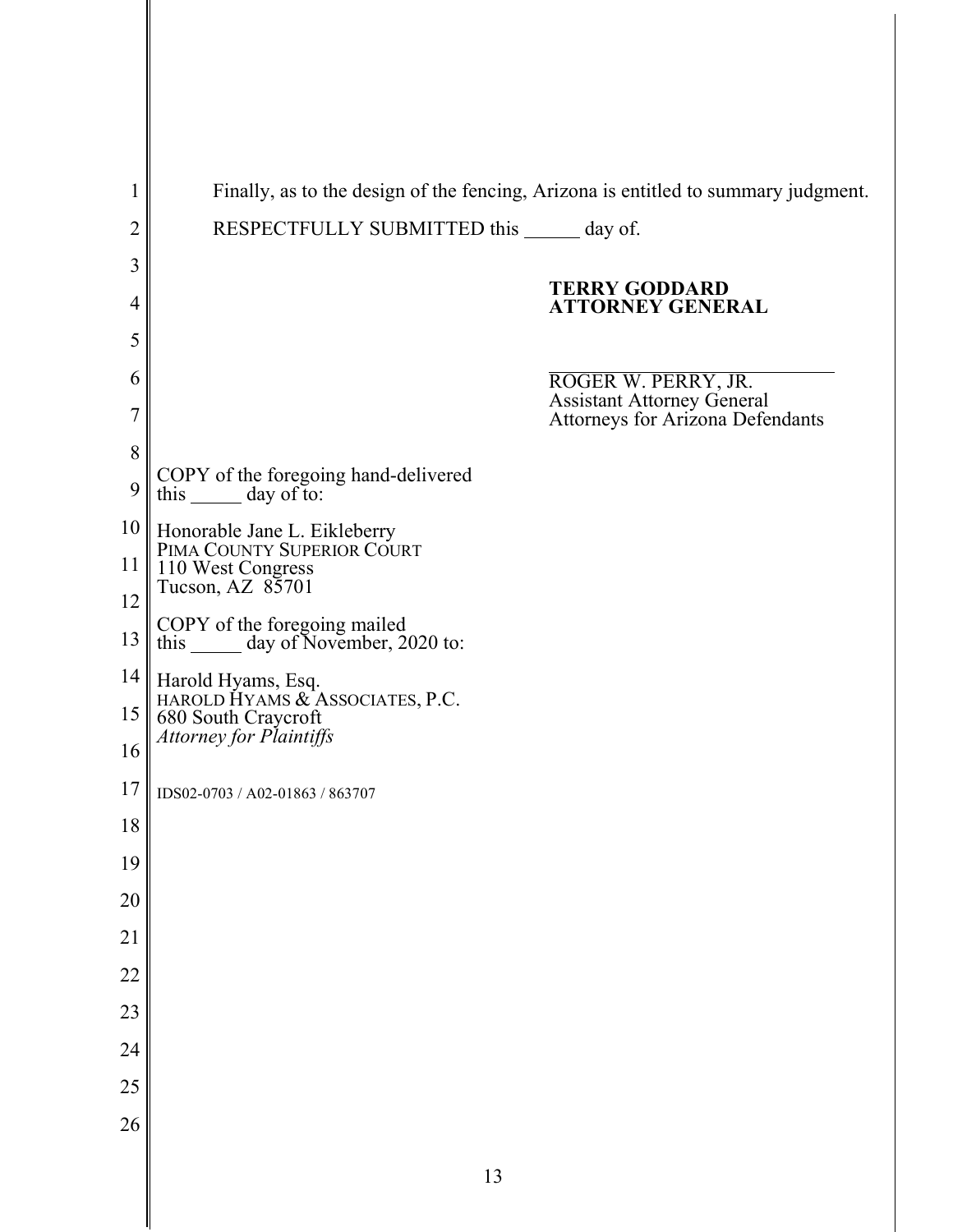Finally, as to the design of the fencing, Arizona is entitled to summary judgment.

RESPECTFULLY SUBMITTED this ______ day of.

**TERRY GODDARD**
**ATTORNEY GENERAL**

\_\_\_\_\_\_\_\_\_\_\_\_\_\_\_\_\_\_\_\_\_\_\_\_\_\_\_\_
ROGER W. PERRY, JR.
Assistant Attorney General
Attorneys for Arizona Defendants

COPY of the foregoing hand-delivered this ______ day of to:

Honorable Jane L. Eikleberry
PIMA COUNTY SUPERIOR COURT
110 West Congress
Tucson, AZ 85701

COPY of the foregoing mailed this ______ day of November, 2020 to:

Harold Hyams, Esq.
HAROLD HYAMS & ASSOCIATES, P.C.
680 South Craycroft
*Attorney for Plaintiffs*

IDS02-0703 / A02-01863 / 863707